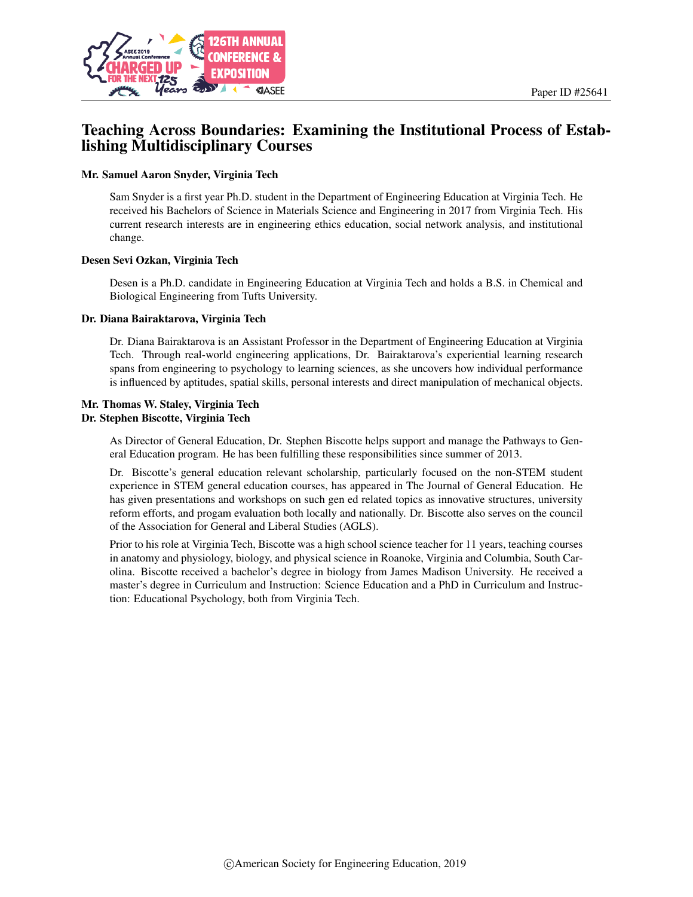Paper ID #25641

# Teaching Across Boundaries: Examining the Institutional Process of Establishing Multidisciplinary Courses

### Mr. Samuel Aaron Snyder, Virginia Tech

Sam Snyder is a first year Ph.D. student in the Department of Engineering Education at Virginia Tech. He received his Bachelors of Science in Materials Science and Engineering in 2017 from Virginia Tech. His current research interests are in engineering ethics education, social network analysis, and institutional change.

### Desen Sevi Ozkan, Virginia Tech

Desen is a Ph.D. candidate in Engineering Education at Virginia Tech and holds a B.S. in Chemical and Biological Engineering from Tufts University.

### Dr. Diana Bairaktarova, Virginia Tech

Dr. Diana Bairaktarova is an Assistant Professor in the Department of Engineering Education at Virginia Tech. Through real-world engineering applications, Dr. Bairaktarova's experiential learning research spans from engineering to psychology to learning sciences, as she uncovers how individual performance is influenced by aptitudes, spatial skills, personal interests and direct manipulation of mechanical objects.

### Mr. Thomas W. Staley, Virginia Tech

### Dr. Stephen Biscotte, Virginia Tech

As Director of General Education, Dr. Stephen Biscotte helps support and manage the Pathways to General Education program. He has been fulfilling these responsibilities since summer of 2013.

Dr. Biscotte's general education relevant scholarship, particularly focused on the non-STEM student experience in STEM general education courses, has appeared in The Journal of General Education. He has given presentations and workshops on such gen ed related topics as innovative structures, university reform efforts, and progam evaluation both locally and nationally. Dr. Biscotte also serves on the council of the Association for General and Liberal Studies (AGLS).

Prior to his role at Virginia Tech, Biscotte was a high school science teacher for 11 years, teaching courses in anatomy and physiology, biology, and physical science in Roanoke, Virginia and Columbia, South Carolina. Biscotte received a bachelor's degree in biology from James Madison University. He received a master's degree in Curriculum and Instruction: Science Education and a PhD in Curriculum and Instruction: Educational Psychology, both from Virginia Tech.

©American Society for Engineering Education, 2019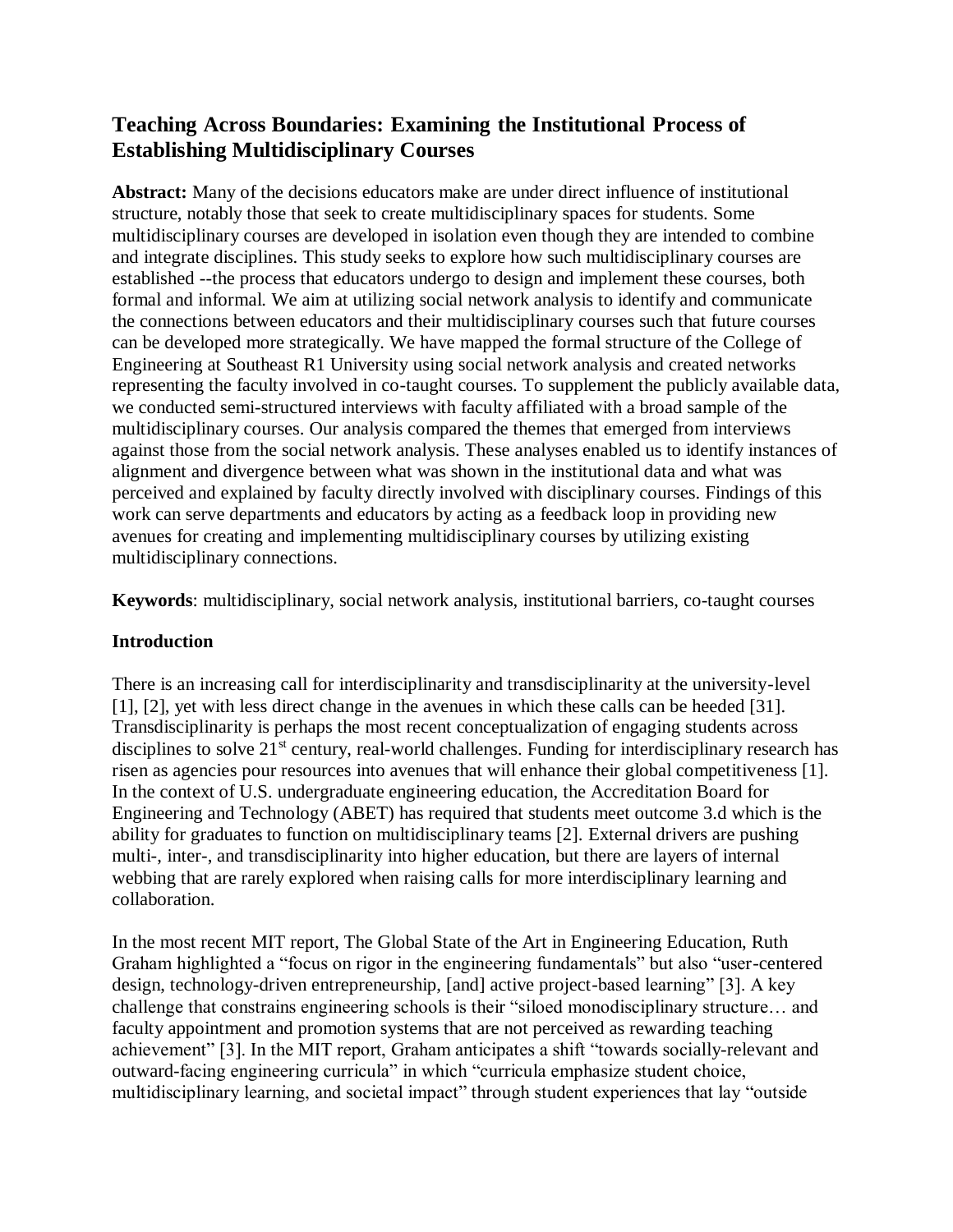## Teaching Across Boundaries: Examining the Institutional Process of Establishing Multidisciplinary Courses

**Abstract:** Many of the decisions educators make are under direct influence of institutional structure, notably those that seek to create multidisciplinary spaces for students. Some multidisciplinary courses are developed in isolation even though they are intended to combine and integrate disciplines. This study seeks to explore how such multidisciplinary courses are established --the process that educators undergo to design and implement these courses, both formal and informal. We aim at utilizing social network analysis to identify and communicate the connections between educators and their multidisciplinary courses such that future courses can be developed more strategically. We have mapped the formal structure of the College of Engineering at Southeast R1 University using social network analysis and created networks representing the faculty involved in co-taught courses. To supplement the publicly available data, we conducted semi-structured interviews with faculty affiliated with a broad sample of the multidisciplinary courses. Our analysis compared the themes that emerged from interviews against those from the social network analysis. These analyses enabled us to identify instances of alignment and divergence between what was shown in the institutional data and what was perceived and explained by faculty directly involved with disciplinary courses. Findings of this work can serve departments and educators by acting as a feedback loop in providing new avenues for creating and implementing multidisciplinary courses by utilizing existing multidisciplinary connections.

**Keywords**: multidisciplinary, social network analysis, institutional barriers, co-taught courses

### Introduction

There is an increasing call for interdisciplinarity and transdisciplinarity at the university-level [1], [2], yet with less direct change in the avenues in which these calls can be heeded [31]. Transdisciplinarity is perhaps the most recent conceptualization of engaging students across disciplines to solve 21st century, real-world challenges. Funding for interdisciplinary research has risen as agencies pour resources into avenues that will enhance their global competitiveness [1]. In the context of U.S. undergraduate engineering education, the Accreditation Board for Engineering and Technology (ABET) has required that students meet outcome 3.d which is the ability for graduates to function on multidisciplinary teams [2]. External drivers are pushing multi-, inter-, and transdisciplinarity into higher education, but there are layers of internal webbing that are rarely explored when raising calls for more interdisciplinary learning and collaboration.

In the most recent MIT report, The Global State of the Art in Engineering Education, Ruth Graham highlighted a "focus on rigor in the engineering fundamentals" but also "user-centered design, technology-driven entrepreneurship, [and] active project-based learning" [3]. A key challenge that constrains engineering schools is their "siloed monodisciplinary structure… and faculty appointment and promotion systems that are not perceived as rewarding teaching achievement" [3]. In the MIT report, Graham anticipates a shift "towards socially-relevant and outward-facing engineering curricula" in which "curricula emphasize student choice, multidisciplinary learning, and societal impact" through student experiences that lay "outside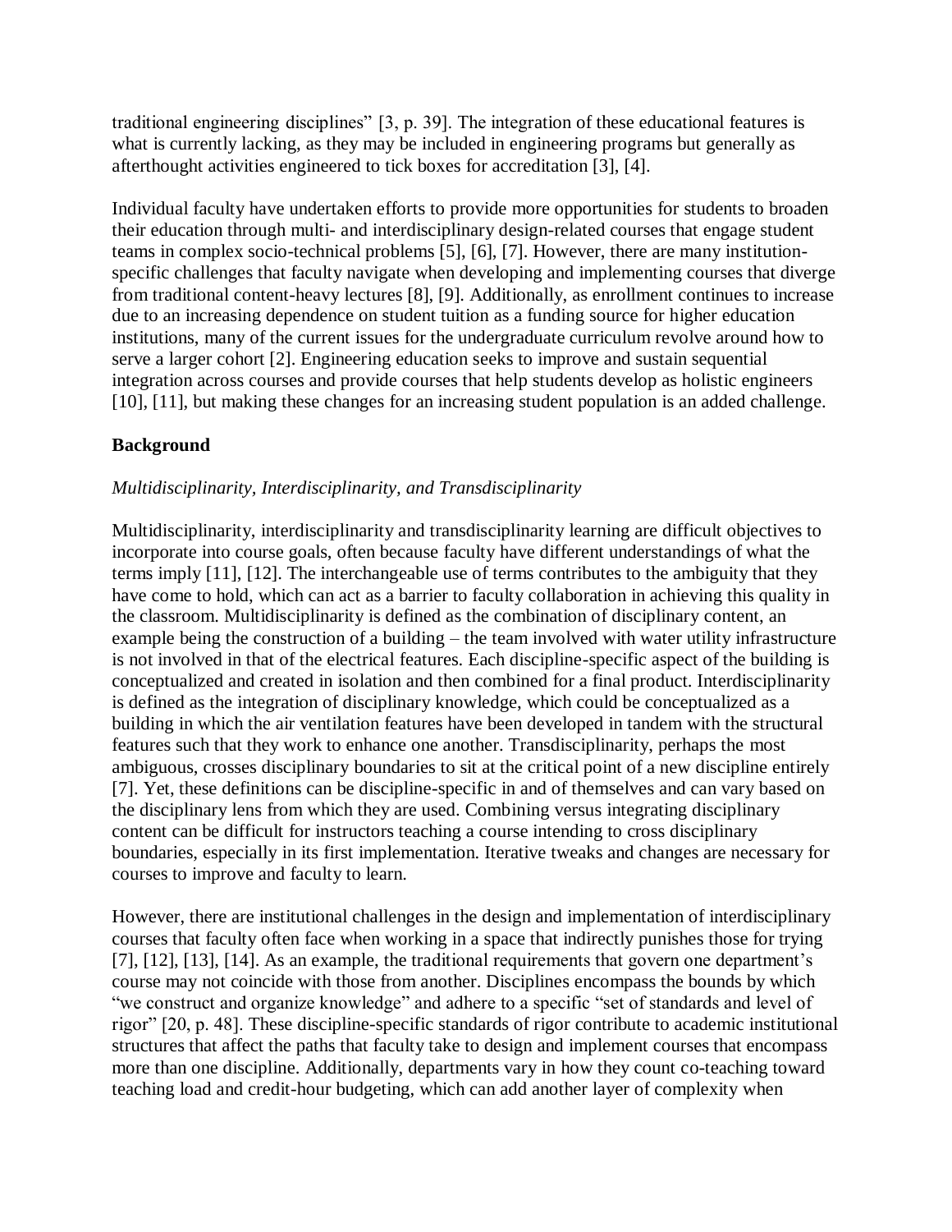traditional engineering disciplines" [3, p. 39]. The integration of these educational features is what is currently lacking, as they may be included in engineering programs but generally as afterthought activities engineered to tick boxes for accreditation [3], [4].

Individual faculty have undertaken efforts to provide more opportunities for students to broaden their education through multi- and interdisciplinary design-related courses that engage student teams in complex socio-technical problems [5], [6], [7]. However, there are many institution-specific challenges that faculty navigate when developing and implementing courses that diverge from traditional content-heavy lectures [8], [9]. Additionally, as enrollment continues to increase due to an increasing dependence on student tuition as a funding source for higher education institutions, many of the current issues for the undergraduate curriculum revolve around how to serve a larger cohort [2]. Engineering education seeks to improve and sustain sequential integration across courses and provide courses that help students develop as holistic engineers [10], [11], but making these changes for an increasing student population is an added challenge.

## Background

### *Multidisciplinarity, Interdisciplinarity, and Transdisciplinarity*

Multidisciplinarity, interdisciplinarity and transdisciplinarity learning are difficult objectives to incorporate into course goals, often because faculty have different understandings of what the terms imply [11], [12]. The interchangeable use of terms contributes to the ambiguity that they have come to hold, which can act as a barrier to faculty collaboration in achieving this quality in the classroom. Multidisciplinarity is defined as the combination of disciplinary content, an example being the construction of a building – the team involved with water utility infrastructure is not involved in that of the electrical features. Each discipline-specific aspect of the building is conceptualized and created in isolation and then combined for a final product. Interdisciplinarity is defined as the integration of disciplinary knowledge, which could be conceptualized as a building in which the air ventilation features have been developed in tandem with the structural features such that they work to enhance one another. Transdisciplinarity, perhaps the most ambiguous, crosses disciplinary boundaries to sit at the critical point of a new discipline entirely [7]. Yet, these definitions can be discipline-specific in and of themselves and can vary based on the disciplinary lens from which they are used. Combining versus integrating disciplinary content can be difficult for instructors teaching a course intending to cross disciplinary boundaries, especially in its first implementation. Iterative tweaks and changes are necessary for courses to improve and faculty to learn.

However, there are institutional challenges in the design and implementation of interdisciplinary courses that faculty often face when working in a space that indirectly punishes those for trying [7], [12], [13], [14]. As an example, the traditional requirements that govern one department's course may not coincide with those from another. Disciplines encompass the bounds by which "we construct and organize knowledge" and adhere to a specific "set of standards and level of rigor" [20, p. 48]. These discipline-specific standards of rigor contribute to academic institutional structures that affect the paths that faculty take to design and implement courses that encompass more than one discipline. Additionally, departments vary in how they count co-teaching toward teaching load and credit-hour budgeting, which can add another layer of complexity when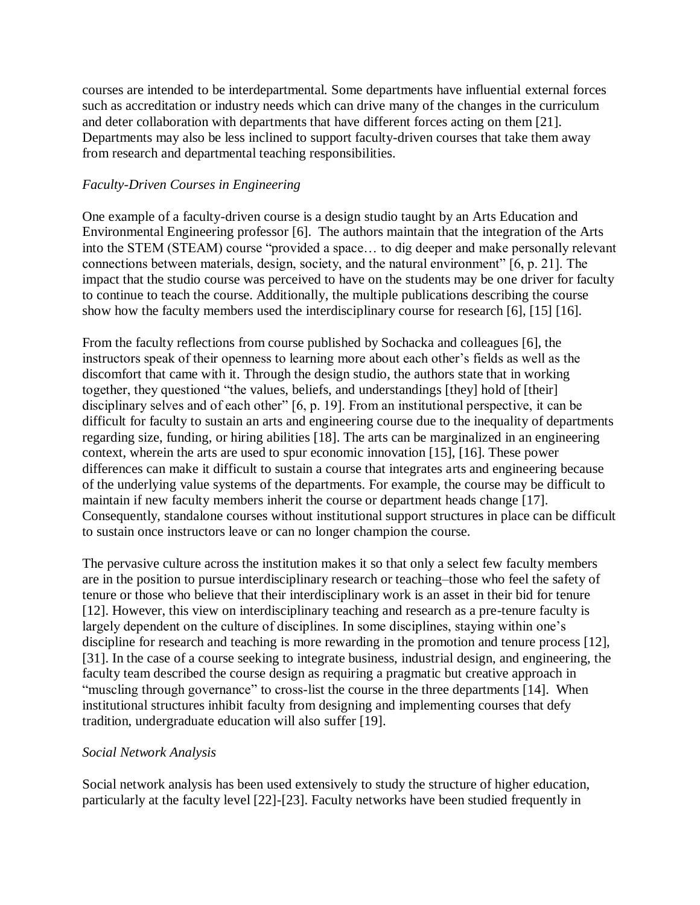courses are intended to be interdepartmental. Some departments have influential external forces such as accreditation or industry needs which can drive many of the changes in the curriculum and deter collaboration with departments that have different forces acting on them [21]. Departments may also be less inclined to support faculty-driven courses that take them away from research and departmental teaching responsibilities.

*Faculty-Driven Courses in Engineering*

One example of a faculty-driven course is a design studio taught by an Arts Education and Environmental Engineering professor [6]. The authors maintain that the integration of the Arts into the STEM (STEAM) course "provided a space… to dig deeper and make personally relevant connections between materials, design, society, and the natural environment" [6, p. 21]. The impact that the studio course was perceived to have on the students may be one driver for faculty to continue to teach the course. Additionally, the multiple publications describing the course show how the faculty members used the interdisciplinary course for research [6], [15] [16].

From the faculty reflections from course published by Sochacka and colleagues [6], the instructors speak of their openness to learning more about each other's fields as well as the discomfort that came with it. Through the design studio, the authors state that in working together, they questioned "the values, beliefs, and understandings [they] hold of [their] disciplinary selves and of each other" [6, p. 19]. From an institutional perspective, it can be difficult for faculty to sustain an arts and engineering course due to the inequality of departments regarding size, funding, or hiring abilities [18]. The arts can be marginalized in an engineering context, wherein the arts are used to spur economic innovation [15], [16]. These power differences can make it difficult to sustain a course that integrates arts and engineering because of the underlying value systems of the departments. For example, the course may be difficult to maintain if new faculty members inherit the course or department heads change [17]. Consequently, standalone courses without institutional support structures in place can be difficult to sustain once instructors leave or can no longer champion the course.

The pervasive culture across the institution makes it so that only a select few faculty members are in the position to pursue interdisciplinary research or teaching–those who feel the safety of tenure or those who believe that their interdisciplinary work is an asset in their bid for tenure [12]. However, this view on interdisciplinary teaching and research as a pre-tenure faculty is largely dependent on the culture of disciplines. In some disciplines, staying within one's discipline for research and teaching is more rewarding in the promotion and tenure process [12], [31]. In the case of a course seeking to integrate business, industrial design, and engineering, the faculty team described the course design as requiring a pragmatic but creative approach in "muscling through governance" to cross-list the course in the three departments [14]. When institutional structures inhibit faculty from designing and implementing courses that defy tradition, undergraduate education will also suffer [19].

*Social Network Analysis*

Social network analysis has been used extensively to study the structure of higher education, particularly at the faculty level [22]-[23]. Faculty networks have been studied frequently in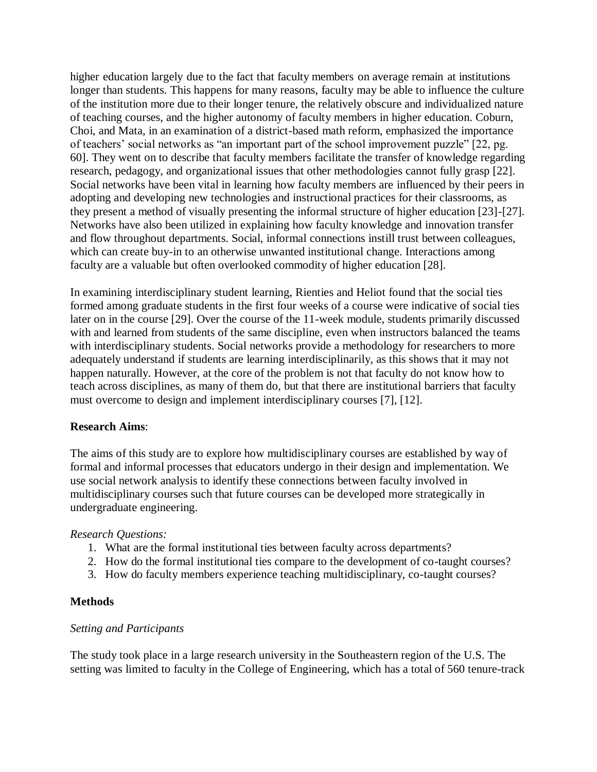higher education largely due to the fact that faculty members on average remain at institutions longer than students. This happens for many reasons, faculty may be able to influence the culture of the institution more due to their longer tenure, the relatively obscure and individualized nature of teaching courses, and the higher autonomy of faculty members in higher education. Coburn, Choi, and Mata, in an examination of a district-based math reform, emphasized the importance of teachers' social networks as "an important part of the school improvement puzzle" [22, pg. 60]. They went on to describe that faculty members facilitate the transfer of knowledge regarding research, pedagogy, and organizational issues that other methodologies cannot fully grasp [22]. Social networks have been vital in learning how faculty members are influenced by their peers in adopting and developing new technologies and instructional practices for their classrooms, as they present a method of visually presenting the informal structure of higher education [23]-[27]. Networks have also been utilized in explaining how faculty knowledge and innovation transfer and flow throughout departments. Social, informal connections instill trust between colleagues, which can create buy-in to an otherwise unwanted institutional change. Interactions among faculty are a valuable but often overlooked commodity of higher education [28].

In examining interdisciplinary student learning, Rienties and Heliot found that the social ties formed among graduate students in the first four weeks of a course were indicative of social ties later on in the course [29]. Over the course of the 11-week module, students primarily discussed with and learned from students of the same discipline, even when instructors balanced the teams with interdisciplinary students. Social networks provide a methodology for researchers to more adequately understand if students are learning interdisciplinarily, as this shows that it may not happen naturally. However, at the core of the problem is not that faculty do not know how to teach across disciplines, as many of them do, but that there are institutional barriers that faculty must overcome to design and implement interdisciplinary courses [7], [12].

**Research Aims**:

The aims of this study are to explore how multidisciplinary courses are established by way of formal and informal processes that educators undergo in their design and implementation. We use social network analysis to identify these connections between faculty involved in multidisciplinary courses such that future courses can be developed more strategically in undergraduate engineering.

*Research Questions:*

1. What are the formal institutional ties between faculty across departments?
2. How do the formal institutional ties compare to the development of co-taught courses?
3. How do faculty members experience teaching multidisciplinary, co-taught courses?

**Methods**

*Setting and Participants*

The study took place in a large research university in the Southeastern region of the U.S. The setting was limited to faculty in the College of Engineering, which has a total of 560 tenure-track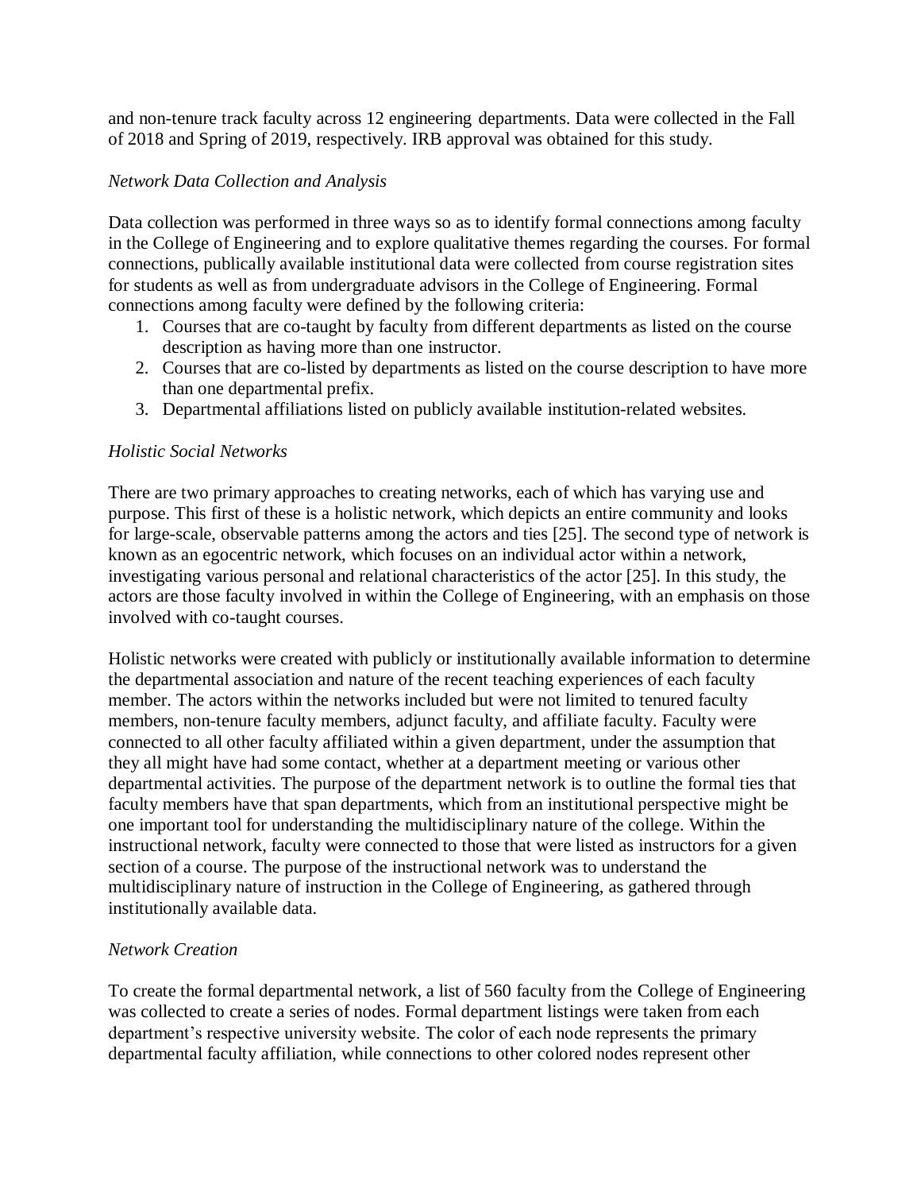and non-tenure track faculty across 12 engineering departments. Data were collected in the Fall of 2018 and Spring of 2019, respectively. IRB approval was obtained for this study.

*Network Data Collection and Analysis*

Data collection was performed in three ways so as to identify formal connections among faculty in the College of Engineering and to explore qualitative themes regarding the courses. For formal connections, publically available institutional data were collected from course registration sites for students as well as from undergraduate advisors in the College of Engineering. Formal connections among faculty were defined by the following criteria:

1. Courses that are co-taught by faculty from different departments as listed on the course description as having more than one instructor.
2. Courses that are co-listed by departments as listed on the course description to have more than one departmental prefix.
3. Departmental affiliations listed on publicly available institution-related websites.

*Holistic Social Networks*

There are two primary approaches to creating networks, each of which has varying use and purpose. This first of these is a holistic network, which depicts an entire community and looks for large-scale, observable patterns among the actors and ties [25]. The second type of network is known as an egocentric network, which focuses on an individual actor within a network, investigating various personal and relational characteristics of the actor [25]. In this study, the actors are those faculty involved in within the College of Engineering, with an emphasis on those involved with co-taught courses.

Holistic networks were created with publicly or institutionally available information to determine the departmental association and nature of the recent teaching experiences of each faculty member. The actors within the networks included but were not limited to tenured faculty members, non-tenure faculty members, adjunct faculty, and affiliate faculty. Faculty were connected to all other faculty affiliated within a given department, under the assumption that they all might have had some contact, whether at a department meeting or various other departmental activities. The purpose of the department network is to outline the formal ties that faculty members have that span departments, which from an institutional perspective might be one important tool for understanding the multidisciplinary nature of the college. Within the instructional network, faculty were connected to those that were listed as instructors for a given section of a course. The purpose of the instructional network was to understand the multidisciplinary nature of instruction in the College of Engineering, as gathered through institutionally available data.

*Network Creation*

To create the formal departmental network, a list of 560 faculty from the College of Engineering was collected to create a series of nodes. Formal department listings were taken from each department's respective university website. The color of each node represents the primary departmental faculty affiliation, while connections to other colored nodes represent other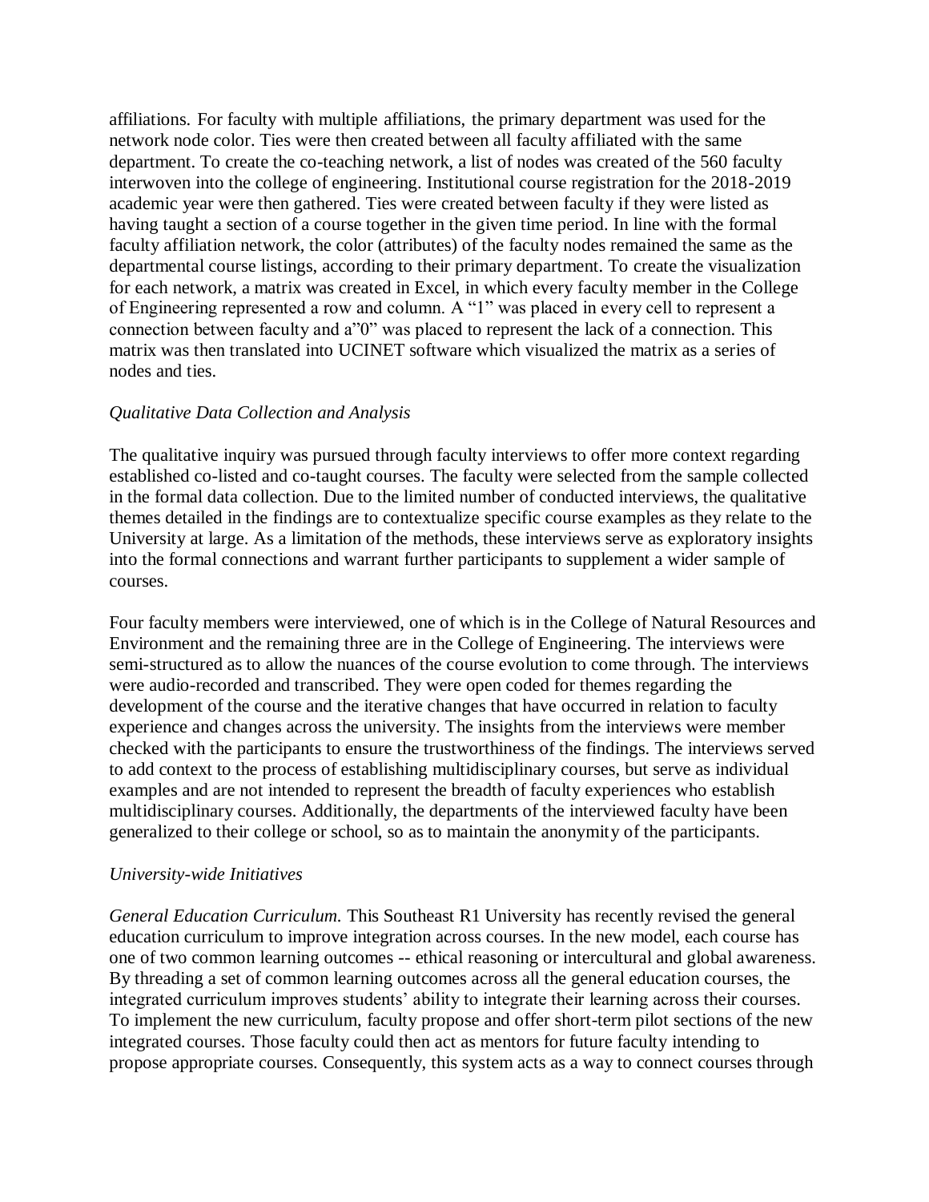affiliations. For faculty with multiple affiliations, the primary department was used for the network node color. Ties were then created between all faculty affiliated with the same department. To create the co-teaching network, a list of nodes was created of the 560 faculty interwoven into the college of engineering. Institutional course registration for the 2018-2019 academic year were then gathered. Ties were created between faculty if they were listed as having taught a section of a course together in the given time period. In line with the formal faculty affiliation network, the color (attributes) of the faculty nodes remained the same as the departmental course listings, according to their primary department. To create the visualization for each network, a matrix was created in Excel, in which every faculty member in the College of Engineering represented a row and column. A "1" was placed in every cell to represent a connection between faculty and a"0" was placed to represent the lack of a connection. This matrix was then translated into UCINET software which visualized the matrix as a series of nodes and ties.

*Qualitative Data Collection and Analysis*

The qualitative inquiry was pursued through faculty interviews to offer more context regarding established co-listed and co-taught courses. The faculty were selected from the sample collected in the formal data collection. Due to the limited number of conducted interviews, the qualitative themes detailed in the findings are to contextualize specific course examples as they relate to the University at large. As a limitation of the methods, these interviews serve as exploratory insights into the formal connections and warrant further participants to supplement a wider sample of courses.

Four faculty members were interviewed, one of which is in the College of Natural Resources and Environment and the remaining three are in the College of Engineering. The interviews were semi-structured as to allow the nuances of the course evolution to come through. The interviews were audio-recorded and transcribed. They were open coded for themes regarding the development of the course and the iterative changes that have occurred in relation to faculty experience and changes across the university. The insights from the interviews were member checked with the participants to ensure the trustworthiness of the findings. The interviews served to add context to the process of establishing multidisciplinary courses, but serve as individual examples and are not intended to represent the breadth of faculty experiences who establish multidisciplinary courses. Additionally, the departments of the interviewed faculty have been generalized to their college or school, so as to maintain the anonymity of the participants.

*University-wide Initiatives*

*General Education Curriculum.* This Southeast R1 University has recently revised the general education curriculum to improve integration across courses. In the new model, each course has one of two common learning outcomes -- ethical reasoning or intercultural and global awareness. By threading a set of common learning outcomes across all the general education courses, the integrated curriculum improves students' ability to integrate their learning across their courses. To implement the new curriculum, faculty propose and offer short-term pilot sections of the new integrated courses. Those faculty could then act as mentors for future faculty intending to propose appropriate courses. Consequently, this system acts as a way to connect courses through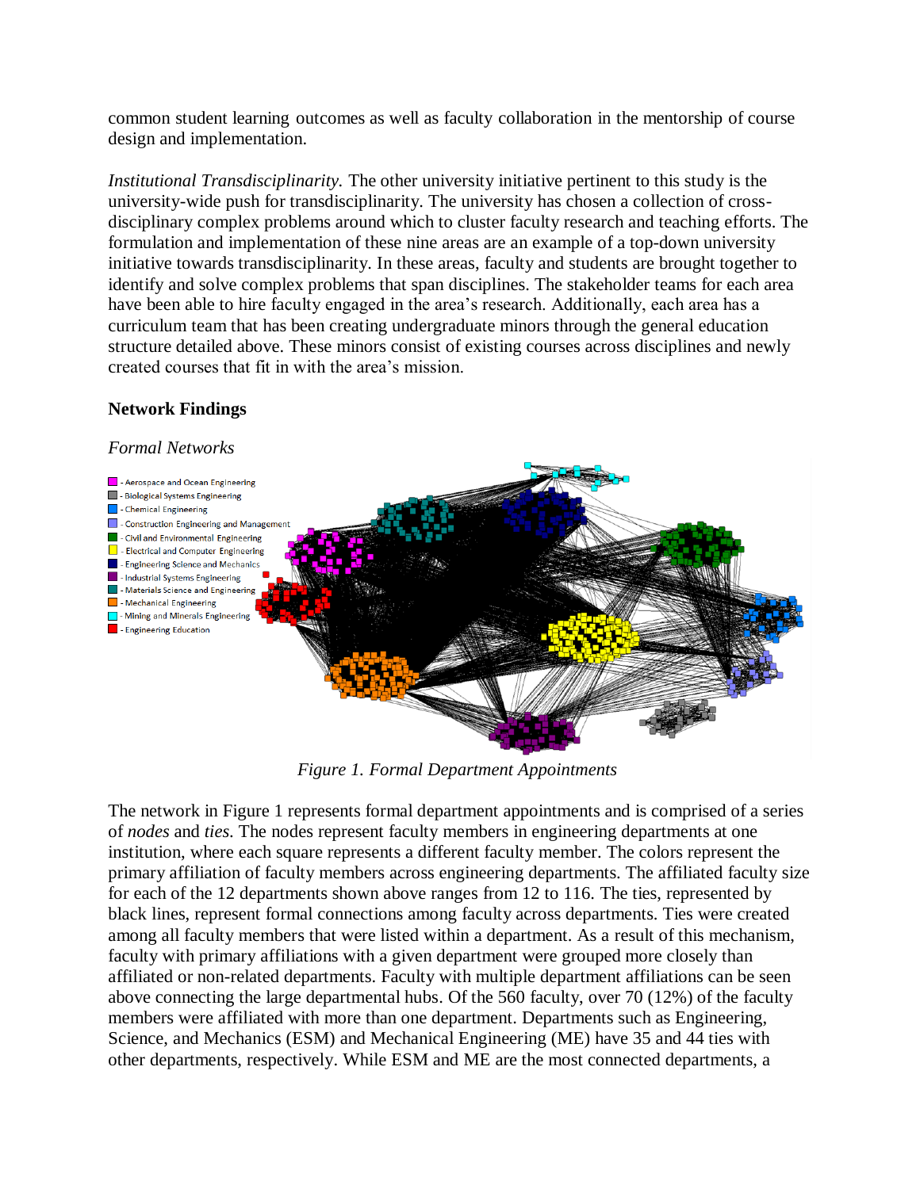common student learning outcomes as well as faculty collaboration in the mentorship of course design and implementation.

*Institutional Transdisciplinarity.* The other university initiative pertinent to this study is the university-wide push for transdisciplinarity. The university has chosen a collection of cross-disciplinary complex problems around which to cluster faculty research and teaching efforts. The formulation and implementation of these nine areas are an example of a top-down university initiative towards transdisciplinarity. In these areas, faculty and students are brought together to identify and solve complex problems that span disciplines. The stakeholder teams for each area have been able to hire faculty engaged in the area's research. Additionally, each area has a curriculum team that has been creating undergraduate minors through the general education structure detailed above. These minors consist of existing courses across disciplines and newly created courses that fit in with the area's mission.

## Network Findings

*Formal Networks*

*Figure 1. Formal Department Appointments*

The network in Figure 1 represents formal department appointments and is comprised of a series of *nodes* and *ties*. The nodes represent faculty members in engineering departments at one institution, where each square represents a different faculty member. The colors represent the primary affiliation of faculty members across engineering departments. The affiliated faculty size for each of the 12 departments shown above ranges from 12 to 116. The ties, represented by black lines, represent formal connections among faculty across departments. Ties were created among all faculty members that were listed within a department. As a result of this mechanism, faculty with primary affiliations with a given department were grouped more closely than affiliated or non-related departments. Faculty with multiple department affiliations can be seen above connecting the large departmental hubs. Of the 560 faculty, over 70 (12%) of the faculty members were affiliated with more than one department. Departments such as Engineering, Science, and Mechanics (ESM) and Mechanical Engineering (ME) have 35 and 44 ties with other departments, respectively. While ESM and ME are the most connected departments, a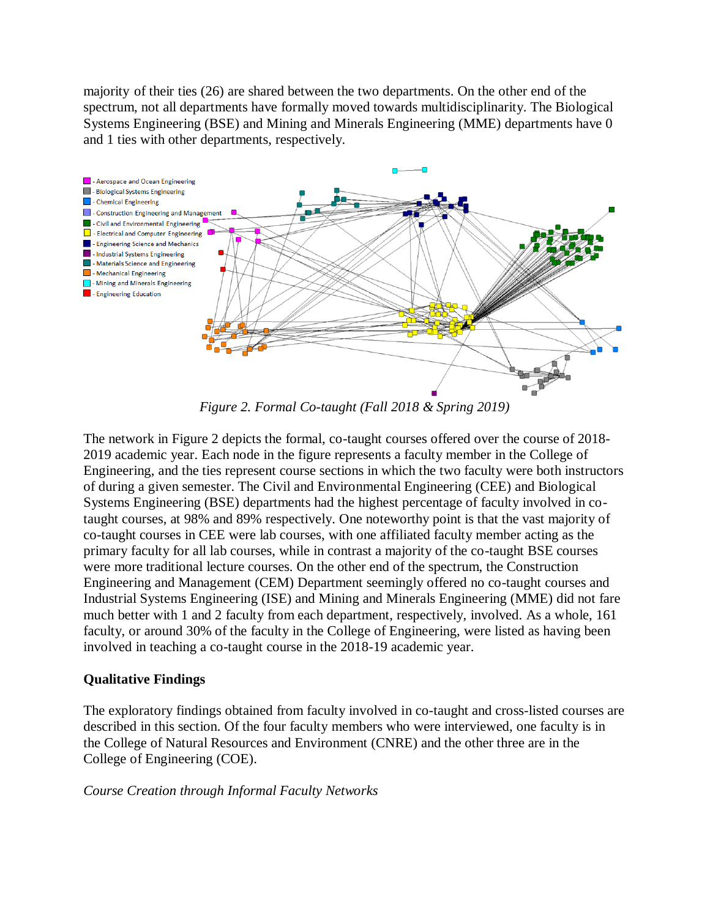majority of their ties (26) are shared between the two departments. On the other end of the spectrum, not all departments have formally moved towards multidisciplinarity. The Biological Systems Engineering (BSE) and Mining and Minerals Engineering (MME) departments have 0 and 1 ties with other departments, respectively.

*Figure 2. Formal Co-taught (Fall 2018 & Spring 2019)*

The network in Figure 2 depicts the formal, co-taught courses offered over the course of 2018-2019 academic year. Each node in the figure represents a faculty member in the College of Engineering, and the ties represent course sections in which the two faculty were both instructors of during a given semester. The Civil and Environmental Engineering (CEE) and Biological Systems Engineering (BSE) departments had the highest percentage of faculty involved in co-taught courses, at 98% and 89% respectively. One noteworthy point is that the vast majority of co-taught courses in CEE were lab courses, with one affiliated faculty member acting as the primary faculty for all lab courses, while in contrast a majority of the co-taught BSE courses were more traditional lecture courses. On the other end of the spectrum, the Construction Engineering and Management (CEM) Department seemingly offered no co-taught courses and Industrial Systems Engineering (ISE) and Mining and Minerals Engineering (MME) did not fare much better with 1 and 2 faculty from each department, respectively, involved. As a whole, 161 faculty, or around 30% of the faculty in the College of Engineering, were listed as having been involved in teaching a co-taught course in the 2018-19 academic year.

**Qualitative Findings**

The exploratory findings obtained from faculty involved in co-taught and cross-listed courses are described in this section. Of the four faculty members who were interviewed, one faculty is in the College of Natural Resources and Environment (CNRE) and the other three are in the College of Engineering (COE).

*Course Creation through Informal Faculty Networks*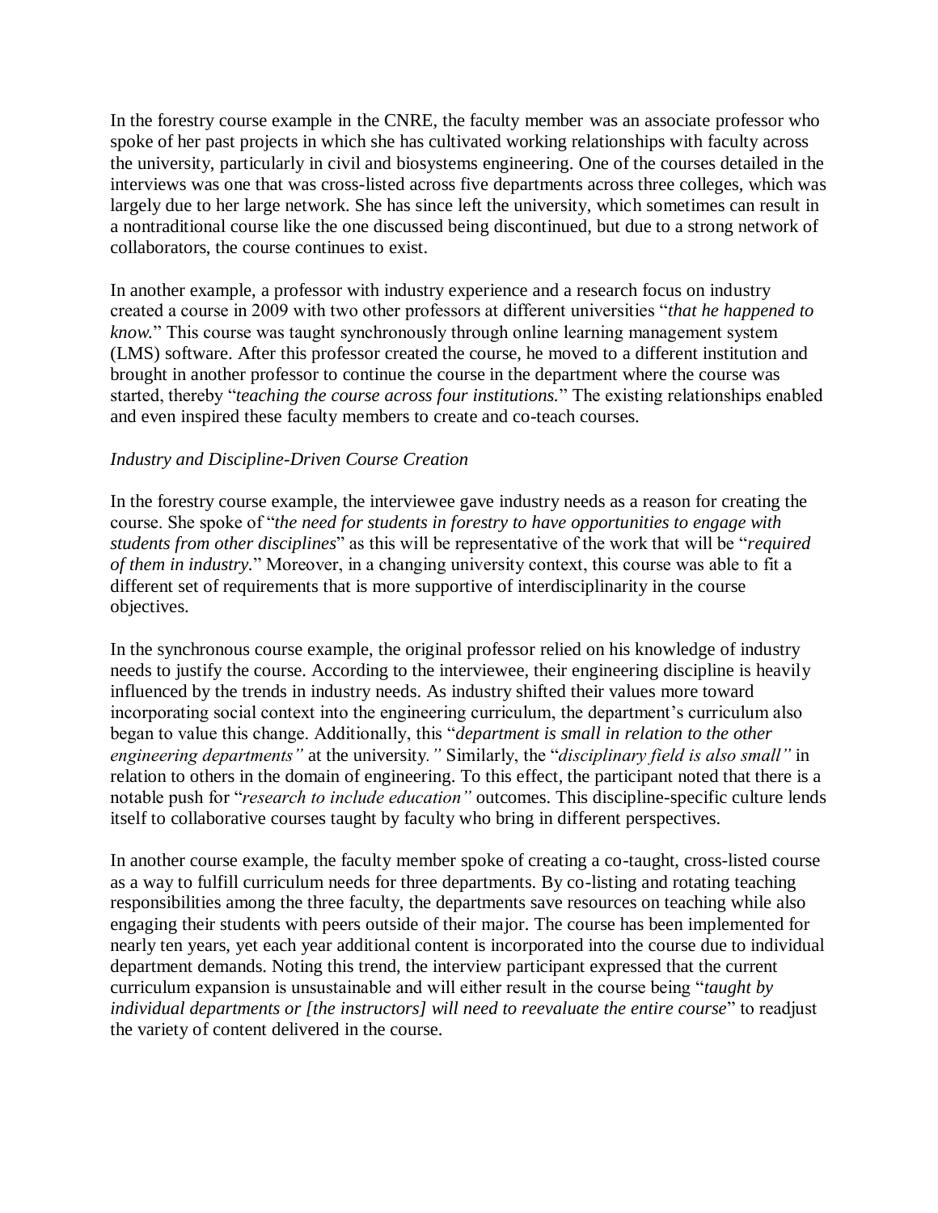In the forestry course example in the CNRE, the faculty member was an associate professor who spoke of her past projects in which she has cultivated working relationships with faculty across the university, particularly in civil and biosystems engineering. One of the courses detailed in the interviews was one that was cross-listed across five departments across three colleges, which was largely due to her large network. She has since left the university, which sometimes can result in a nontraditional course like the one discussed being discontinued, but due to a strong network of collaborators, the course continues to exist.

In another example, a professor with industry experience and a research focus on industry created a course in 2009 with two other professors at different universities "*that he happened to know.*" This course was taught synchronously through online learning management system (LMS) software. After this professor created the course, he moved to a different institution and brought in another professor to continue the course in the department where the course was started, thereby "*teaching the course across four institutions.*" The existing relationships enabled and even inspired these faculty members to create and co-teach courses.

*Industry and Discipline-Driven Course Creation*

In the forestry course example, the interviewee gave industry needs as a reason for creating the course. She spoke of "*the need for students in forestry to have opportunities to engage with students from other disciplines*" as this will be representative of the work that will be "*required of them in industry.*" Moreover, in a changing university context, this course was able to fit a different set of requirements that is more supportive of interdisciplinarity in the course objectives.

In the synchronous course example, the original professor relied on his knowledge of industry needs to justify the course. According to the interviewee, their engineering discipline is heavily influenced by the trends in industry needs. As industry shifted their values more toward incorporating social context into the engineering curriculum, the department's curriculum also began to value this change. Additionally, this "*department is small in relation to the other engineering departments"* at the university*."* Similarly, the "*disciplinary field is also small"* in relation to others in the domain of engineering. To this effect, the participant noted that there is a notable push for "*research to include education"* outcomes. This discipline-specific culture lends itself to collaborative courses taught by faculty who bring in different perspectives.

In another course example, the faculty member spoke of creating a co-taught, cross-listed course as a way to fulfill curriculum needs for three departments. By co-listing and rotating teaching responsibilities among the three faculty, the departments save resources on teaching while also engaging their students with peers outside of their major. The course has been implemented for nearly ten years, yet each year additional content is incorporated into the course due to individual department demands. Noting this trend, the interview participant expressed that the current curriculum expansion is unsustainable and will either result in the course being "*taught by individual departments or [the instructors] will need to reevaluate the entire course*" to readjust the variety of content delivered in the course.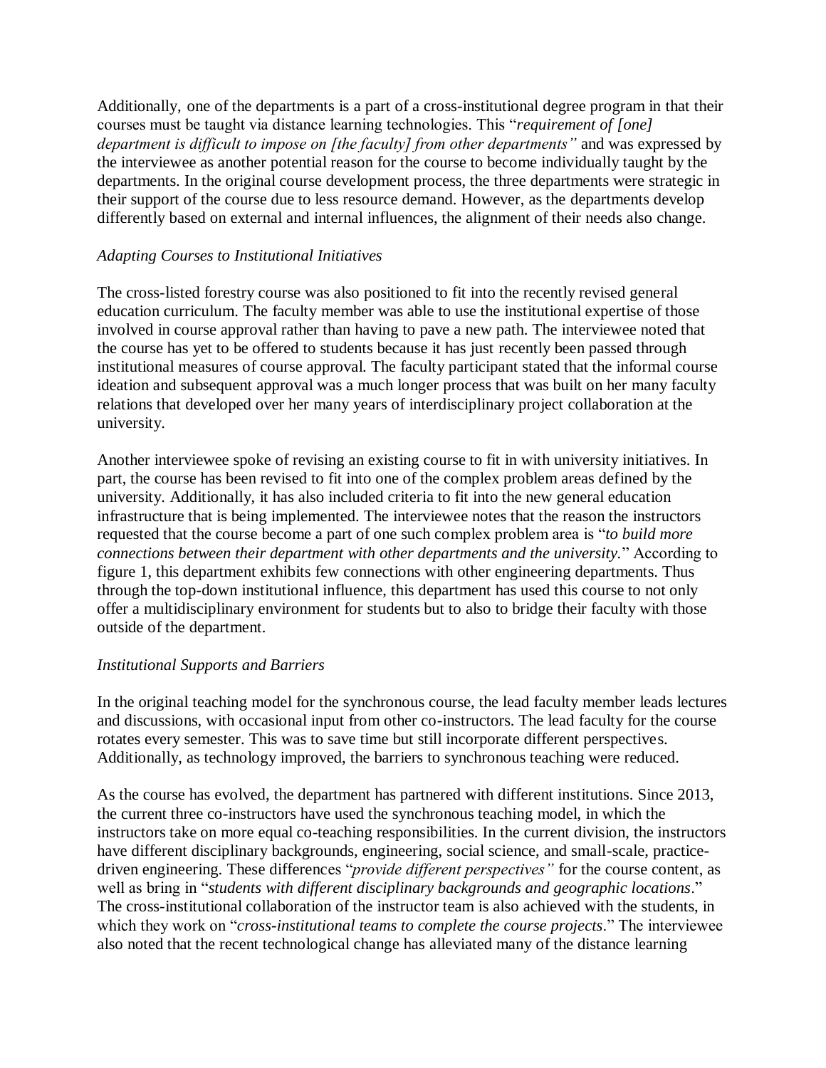Additionally, one of the departments is a part of a cross-institutional degree program in that their courses must be taught via distance learning technologies. This "*requirement of [one] department is difficult to impose on [the faculty] from other departments"* and was expressed by the interviewee as another potential reason for the course to become individually taught by the departments. In the original course development process, the three departments were strategic in their support of the course due to less resource demand. However, as the departments develop differently based on external and internal influences, the alignment of their needs also change.

### *Adapting Courses to Institutional Initiatives*

The cross-listed forestry course was also positioned to fit into the recently revised general education curriculum. The faculty member was able to use the institutional expertise of those involved in course approval rather than having to pave a new path. The interviewee noted that the course has yet to be offered to students because it has just recently been passed through institutional measures of course approval. The faculty participant stated that the informal course ideation and subsequent approval was a much longer process that was built on her many faculty relations that developed over her many years of interdisciplinary project collaboration at the university.

Another interviewee spoke of revising an existing course to fit in with university initiatives. In part, the course has been revised to fit into one of the complex problem areas defined by the university. Additionally, it has also included criteria to fit into the new general education infrastructure that is being implemented. The interviewee notes that the reason the instructors requested that the course become a part of one such complex problem area is "*to build more connections between their department with other departments and the university*." According to figure 1, this department exhibits few connections with other engineering departments. Thus through the top-down institutional influence, this department has used this course to not only offer a multidisciplinary environment for students but to also to bridge their faculty with those outside of the department.

### *Institutional Supports and Barriers*

In the original teaching model for the synchronous course, the lead faculty member leads lectures and discussions, with occasional input from other co-instructors. The lead faculty for the course rotates every semester. This was to save time but still incorporate different perspectives. Additionally, as technology improved, the barriers to synchronous teaching were reduced.

As the course has evolved, the department has partnered with different institutions. Since 2013, the current three co-instructors have used the synchronous teaching model, in which the instructors take on more equal co-teaching responsibilities. In the current division, the instructors have different disciplinary backgrounds, engineering, social science, and small-scale, practice-driven engineering. These differences "*provide different perspectives"* for the course content, as well as bring in "*students with different disciplinary backgrounds and geographic locations*." The cross-institutional collaboration of the instructor team is also achieved with the students, in which they work on "*cross-institutional teams to complete the course projects*." The interviewee also noted that the recent technological change has alleviated many of the distance learning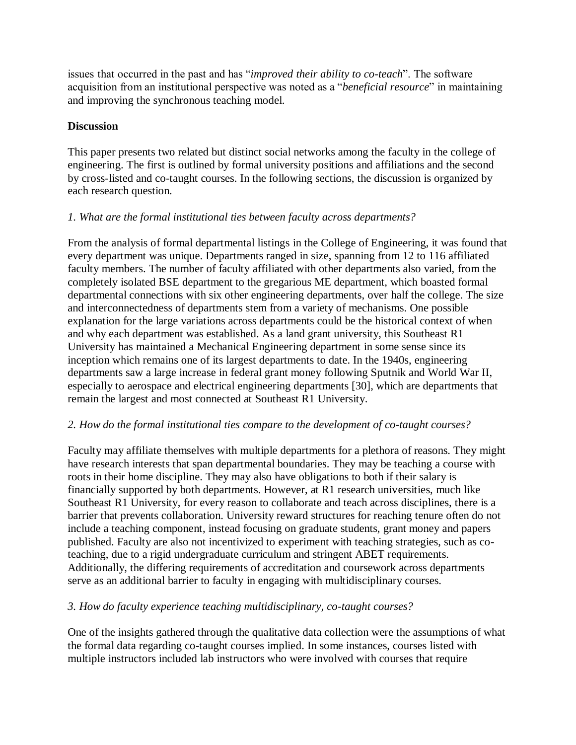issues that occurred in the past and has "*improved their ability to co-teach*". The software acquisition from an institutional perspective was noted as a "*beneficial resource*" in maintaining and improving the synchronous teaching model.

## Discussion

This paper presents two related but distinct social networks among the faculty in the college of engineering. The first is outlined by formal university positions and affiliations and the second by cross-listed and co-taught courses. In the following sections, the discussion is organized by each research question.

### *1. What are the formal institutional ties between faculty across departments?*

From the analysis of formal departmental listings in the College of Engineering, it was found that every department was unique. Departments ranged in size, spanning from 12 to 116 affiliated faculty members. The number of faculty affiliated with other departments also varied, from the completely isolated BSE department to the gregarious ME department, which boasted formal departmental connections with six other engineering departments, over half the college. The size and interconnectedness of departments stem from a variety of mechanisms. One possible explanation for the large variations across departments could be the historical context of when and why each department was established. As a land grant university, this Southeast R1 University has maintained a Mechanical Engineering department in some sense since its inception which remains one of its largest departments to date. In the 1940s, engineering departments saw a large increase in federal grant money following Sputnik and World War II, especially to aerospace and electrical engineering departments [30], which are departments that remain the largest and most connected at Southeast R1 University.

### *2. How do the formal institutional ties compare to the development of co-taught courses?*

Faculty may affiliate themselves with multiple departments for a plethora of reasons. They might have research interests that span departmental boundaries. They may be teaching a course with roots in their home discipline. They may also have obligations to both if their salary is financially supported by both departments. However, at R1 research universities, much like Southeast R1 University, for every reason to collaborate and teach across disciplines, there is a barrier that prevents collaboration. University reward structures for reaching tenure often do not include a teaching component, instead focusing on graduate students, grant money and papers published. Faculty are also not incentivized to experiment with teaching strategies, such as co-teaching, due to a rigid undergraduate curriculum and stringent ABET requirements. Additionally, the differing requirements of accreditation and coursework across departments serve as an additional barrier to faculty in engaging with multidisciplinary courses.

### *3. How do faculty experience teaching multidisciplinary, co-taught courses?*

One of the insights gathered through the qualitative data collection were the assumptions of what the formal data regarding co-taught courses implied. In some instances, courses listed with multiple instructors included lab instructors who were involved with courses that require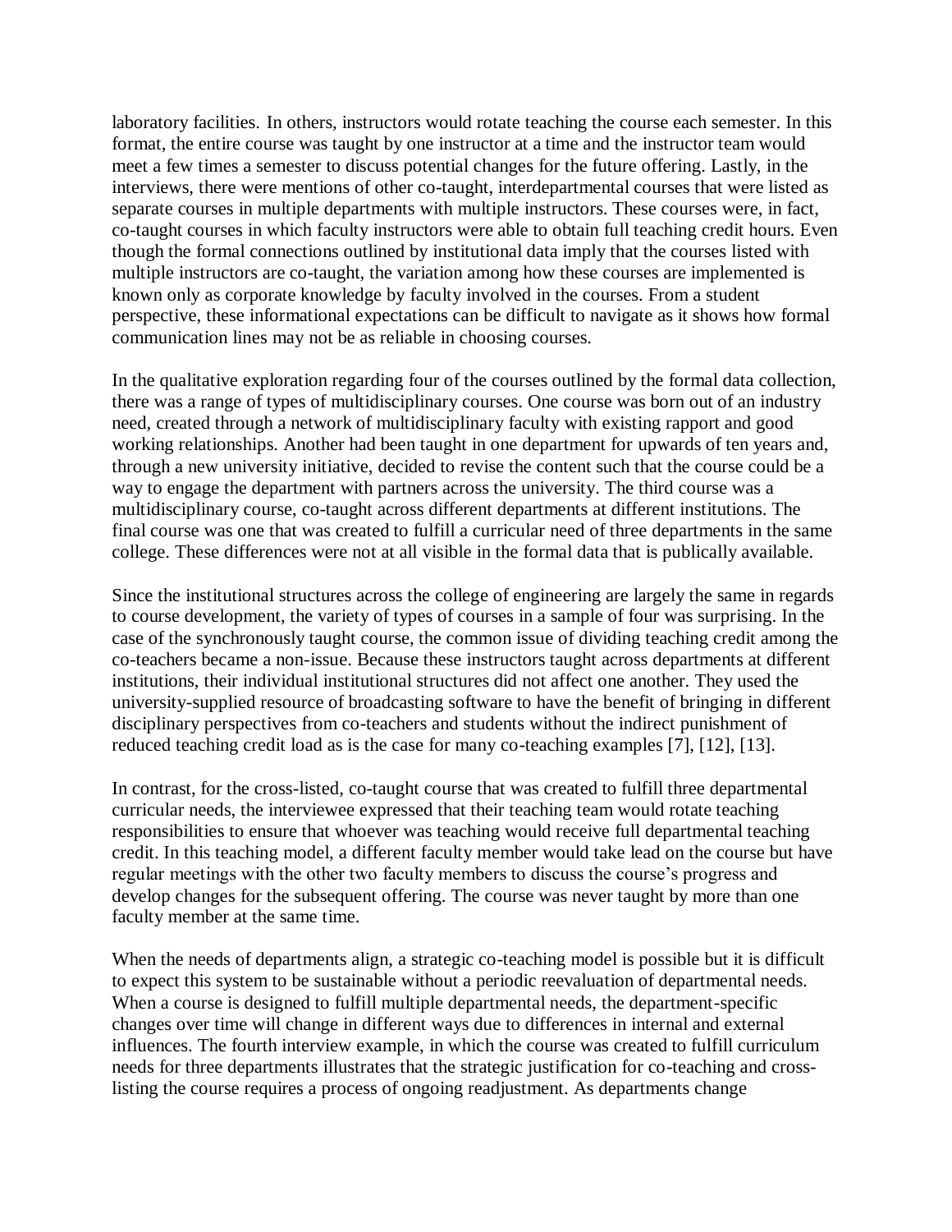laboratory facilities. In others, instructors would rotate teaching the course each semester. In this format, the entire course was taught by one instructor at a time and the instructor team would meet a few times a semester to discuss potential changes for the future offering. Lastly, in the interviews, there were mentions of other co-taught, interdepartmental courses that were listed as separate courses in multiple departments with multiple instructors. These courses were, in fact, co-taught courses in which faculty instructors were able to obtain full teaching credit hours. Even though the formal connections outlined by institutional data imply that the courses listed with multiple instructors are co-taught, the variation among how these courses are implemented is known only as corporate knowledge by faculty involved in the courses. From a student perspective, these informational expectations can be difficult to navigate as it shows how formal communication lines may not be as reliable in choosing courses.

In the qualitative exploration regarding four of the courses outlined by the formal data collection, there was a range of types of multidisciplinary courses. One course was born out of an industry need, created through a network of multidisciplinary faculty with existing rapport and good working relationships. Another had been taught in one department for upwards of ten years and, through a new university initiative, decided to revise the content such that the course could be a way to engage the department with partners across the university. The third course was a multidisciplinary course, co-taught across different departments at different institutions. The final course was one that was created to fulfill a curricular need of three departments in the same college. These differences were not at all visible in the formal data that is publically available.

Since the institutional structures across the college of engineering are largely the same in regards to course development, the variety of types of courses in a sample of four was surprising. In the case of the synchronously taught course, the common issue of dividing teaching credit among the co-teachers became a non-issue. Because these instructors taught across departments at different institutions, their individual institutional structures did not affect one another. They used the university-supplied resource of broadcasting software to have the benefit of bringing in different disciplinary perspectives from co-teachers and students without the indirect punishment of reduced teaching credit load as is the case for many co-teaching examples [7], [12], [13].

In contrast, for the cross-listed, co-taught course that was created to fulfill three departmental curricular needs, the interviewee expressed that their teaching team would rotate teaching responsibilities to ensure that whoever was teaching would receive full departmental teaching credit. In this teaching model, a different faculty member would take lead on the course but have regular meetings with the other two faculty members to discuss the course's progress and develop changes for the subsequent offering. The course was never taught by more than one faculty member at the same time.

When the needs of departments align, a strategic co-teaching model is possible but it is difficult to expect this system to be sustainable without a periodic reevaluation of departmental needs. When a course is designed to fulfill multiple departmental needs, the department-specific changes over time will change in different ways due to differences in internal and external influences. The fourth interview example, in which the course was created to fulfill curriculum needs for three departments illustrates that the strategic justification for co-teaching and cross-listing the course requires a process of ongoing readjustment. As departments change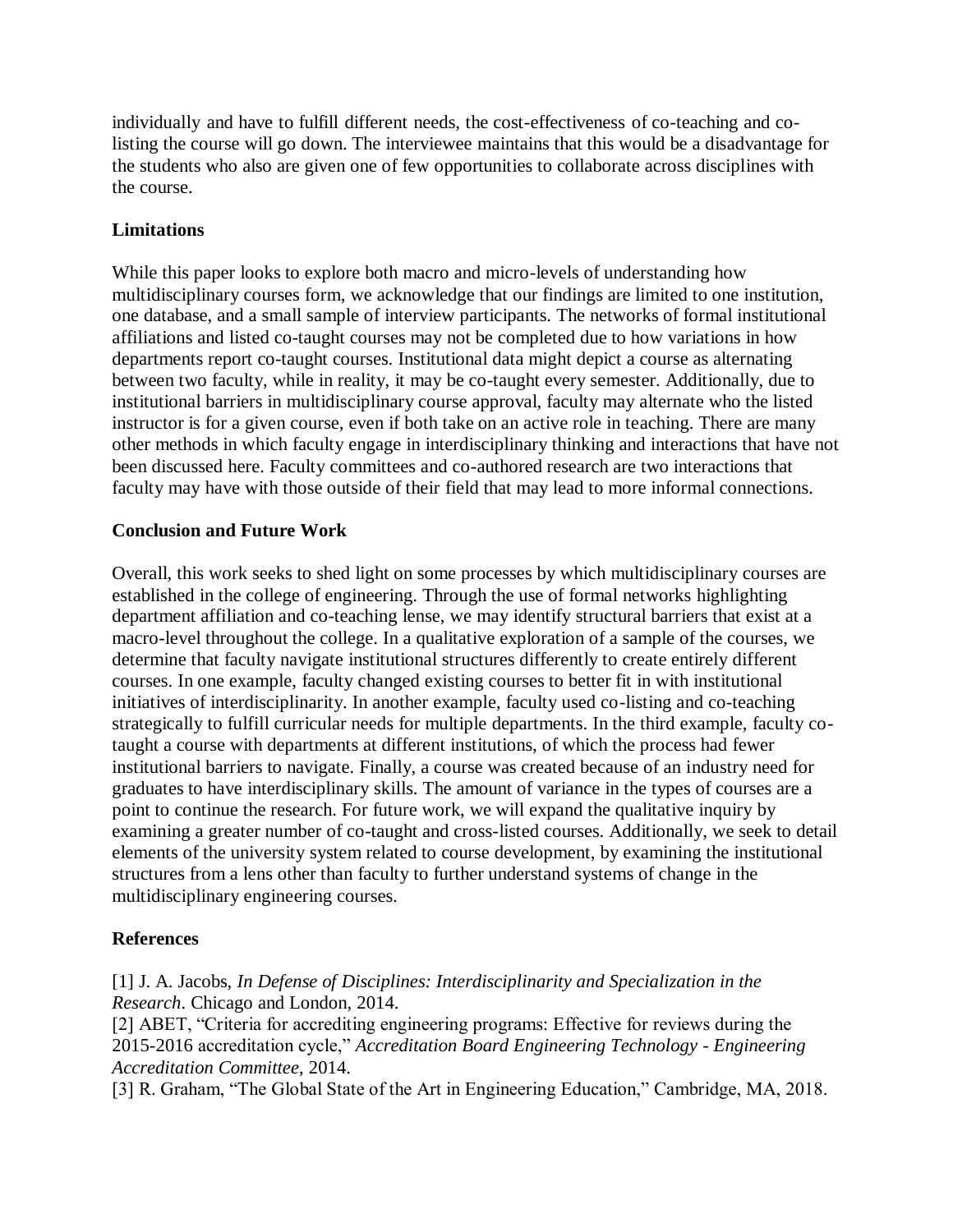individually and have to fulfill different needs, the cost-effectiveness of co-teaching and co-listing the course will go down. The interviewee maintains that this would be a disadvantage for the students who also are given one of few opportunities to collaborate across disciplines with the course.

### Limitations

While this paper looks to explore both macro and micro-levels of understanding how multidisciplinary courses form, we acknowledge that our findings are limited to one institution, one database, and a small sample of interview participants. The networks of formal institutional affiliations and listed co-taught courses may not be completed due to how variations in how departments report co-taught courses. Institutional data might depict a course as alternating between two faculty, while in reality, it may be co-taught every semester. Additionally, due to institutional barriers in multidisciplinary course approval, faculty may alternate who the listed instructor is for a given course, even if both take on an active role in teaching. There are many other methods in which faculty engage in interdisciplinary thinking and interactions that have not been discussed here. Faculty committees and co-authored research are two interactions that faculty may have with those outside of their field that may lead to more informal connections.

### Conclusion and Future Work

Overall, this work seeks to shed light on some processes by which multidisciplinary courses are established in the college of engineering. Through the use of formal networks highlighting department affiliation and co-teaching lense, we may identify structural barriers that exist at a macro-level throughout the college. In a qualitative exploration of a sample of the courses, we determine that faculty navigate institutional structures differently to create entirely different courses. In one example, faculty changed existing courses to better fit in with institutional initiatives of interdisciplinarity. In another example, faculty used co-listing and co-teaching strategically to fulfill curricular needs for multiple departments. In the third example, faculty co-taught a course with departments at different institutions, of which the process had fewer institutional barriers to navigate. Finally, a course was created because of an industry need for graduates to have interdisciplinary skills. The amount of variance in the types of courses are a point to continue the research. For future work, we will expand the qualitative inquiry by examining a greater number of co-taught and cross-listed courses. Additionally, we seek to detail elements of the university system related to course development, by examining the institutional structures from a lens other than faculty to further understand systems of change in the multidisciplinary engineering courses.

### References

[1] J. A. Jacobs, *In Defense of Disciplines: Interdisciplinarity and Specialization in the Research*. Chicago and London, 2014.
[2] ABET, "Criteria for accrediting engineering programs: Effective for reviews during the 2015-2016 accreditation cycle," *Accreditation Board Engineering Technology - Engineering Accreditation Committee*, 2014.
[3] R. Graham, "The Global State of the Art in Engineering Education," Cambridge, MA, 2018.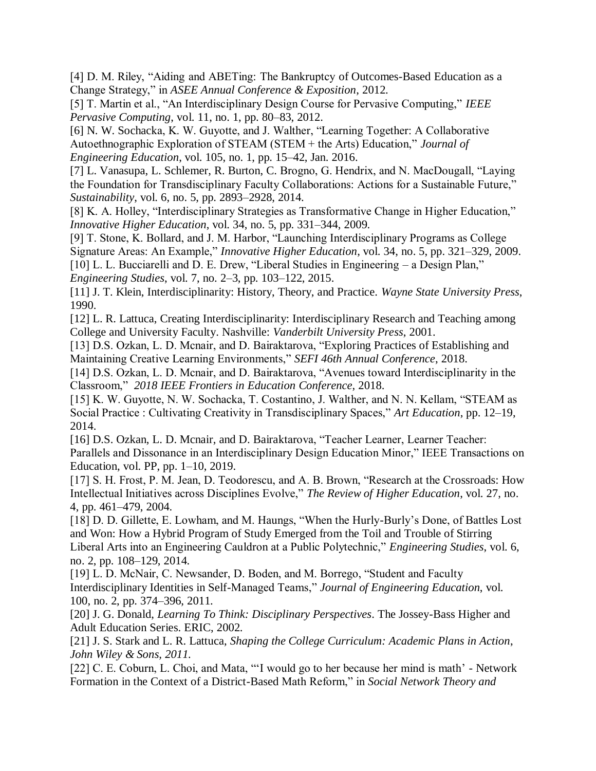[4] D. M. Riley, "Aiding and ABETing: The Bankruptcy of Outcomes-Based Education as a Change Strategy," in *ASEE Annual Conference & Exposition*, 2012.

[5] T. Martin et al., "An Interdisciplinary Design Course for Pervasive Computing," *IEEE Pervasive Computing*, vol. 11, no. 1, pp. 80–83, 2012.

[6] N. W. Sochacka, K. W. Guyotte, and J. Walther, "Learning Together: A Collaborative Autoethnographic Exploration of STEAM (STEM + the Arts) Education," *Journal of Engineering Education*, vol. 105, no. 1, pp. 15–42, Jan. 2016.

[7] L. Vanasupa, L. Schlemer, R. Burton, C. Brogno, G. Hendrix, and N. MacDougall, "Laying the Foundation for Transdisciplinary Faculty Collaborations: Actions for a Sustainable Future," *Sustainability*, vol. 6, no. 5, pp. 2893–2928, 2014.

[8] K. A. Holley, "Interdisciplinary Strategies as Transformative Change in Higher Education," *Innovative Higher Education*, vol. 34, no. 5, pp. 331–344, 2009.

[9] T. Stone, K. Bollard, and J. M. Harbor, "Launching Interdisciplinary Programs as College Signature Areas: An Example," *Innovative Higher Education*, vol. 34, no. 5, pp. 321–329, 2009.

[10] L. L. Bucciarelli and D. E. Drew, "Liberal Studies in Engineering – a Design Plan," *Engineering Studies*, vol. 7, no. 2–3, pp. 103–122, 2015.

[11] J. T. Klein, Interdisciplinarity: History, Theory, and Practice. *Wayne State University Press*, 1990.

[12] L. R. Lattuca, Creating Interdisciplinarity: Interdisciplinary Research and Teaching among College and University Faculty. Nashville: *Vanderbilt University Press*, 2001.

[13] D.S. Ozkan, L. D. Mcnair, and D. Bairaktarova, "Exploring Practices of Establishing and Maintaining Creative Learning Environments," *SEFI 46th Annual Conference*, 2018.

[14] D.S. Ozkan, L. D. Mcnair, and D. Bairaktarova, "Avenues toward Interdisciplinarity in the Classroom," *2018 IEEE Frontiers in Education Conference*, 2018.

[15] K. W. Guyotte, N. W. Sochacka, T. Costantino, J. Walther, and N. N. Kellam, "STEAM as Social Practice : Cultivating Creativity in Transdisciplinary Spaces," *Art Education*, pp. 12–19, 2014.

[16] D.S. Ozkan, L. D. Mcnair, and D. Bairaktarova, "Teacher Learner, Learner Teacher: Parallels and Dissonance in an Interdisciplinary Design Education Minor," IEEE Transactions on Education, vol. PP, pp. 1–10, 2019.

[17] S. H. Frost, P. M. Jean, D. Teodorescu, and A. B. Brown, "Research at the Crossroads: How Intellectual Initiatives across Disciplines Evolve," *The Review of Higher Education*, vol. 27, no. 4, pp. 461–479, 2004.

[18] D. D. Gillette, E. Lowham, and M. Haungs, "When the Hurly-Burly's Done, of Battles Lost and Won: How a Hybrid Program of Study Emerged from the Toil and Trouble of Stirring Liberal Arts into an Engineering Cauldron at a Public Polytechnic," *Engineering Studies*, vol. 6, no. 2, pp. 108–129, 2014.

[19] L. D. McNair, C. Newsander, D. Boden, and M. Borrego, "Student and Faculty Interdisciplinary Identities in Self-Managed Teams," *Journal of Engineering Education*, vol. 100, no. 2, pp. 374–396, 2011.

[20] J. G. Donald, *Learning To Think: Disciplinary Perspectives*. The Jossey-Bass Higher and Adult Education Series. ERIC, 2002.

[21] J. S. Stark and L. R. Lattuca, *Shaping the College Curriculum: Academic Plans in Action, John Wiley & Sons, 2011.*

[22] C. E. Coburn, L. Choi, and Mata, "'I would go to her because her mind is math' - Network Formation in the Context of a District-Based Math Reform," in *Social Network Theory and*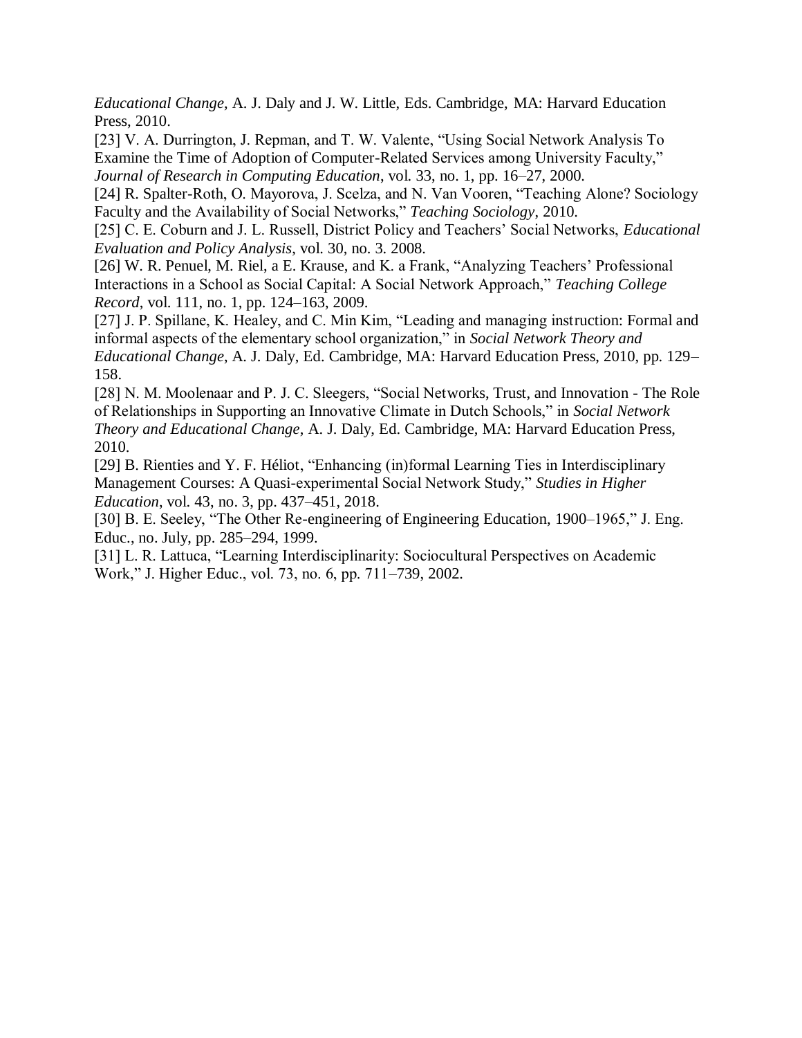*Educational Change*, A. J. Daly and J. W. Little, Eds. Cambridge, MA: Harvard Education Press, 2010.

[23] V. A. Durrington, J. Repman, and T. W. Valente, "Using Social Network Analysis To Examine the Time of Adoption of Computer-Related Services among University Faculty," *Journal of Research in Computing Education*, vol. 33, no. 1, pp. 16–27, 2000.

[24] R. Spalter-Roth, O. Mayorova, J. Scelza, and N. Van Vooren, "Teaching Alone? Sociology Faculty and the Availability of Social Networks," *Teaching Sociology*, 2010.

[25] C. E. Coburn and J. L. Russell, District Policy and Teachers' Social Networks, *Educational Evaluation and Policy Analysis*, vol. 30, no. 3. 2008.

[26] W. R. Penuel, M. Riel, a E. Krause, and K. a Frank, "Analyzing Teachers' Professional Interactions in a School as Social Capital: A Social Network Approach," *Teaching College Record*, vol. 111, no. 1, pp. 124–163, 2009.

[27] J. P. Spillane, K. Healey, and C. Min Kim, "Leading and managing instruction: Formal and informal aspects of the elementary school organization," in *Social Network Theory and Educational Change*, A. J. Daly, Ed. Cambridge, MA: Harvard Education Press, 2010, pp. 129–158.

[28] N. M. Moolenaar and P. J. C. Sleegers, "Social Networks, Trust, and Innovation - The Role of Relationships in Supporting an Innovative Climate in Dutch Schools," in *Social Network Theory and Educational Change*, A. J. Daly, Ed. Cambridge, MA: Harvard Education Press, 2010.

[29] B. Rienties and Y. F. Héliot, "Enhancing (in)formal Learning Ties in Interdisciplinary Management Courses: A Quasi-experimental Social Network Study," *Studies in Higher Education*, vol. 43, no. 3, pp. 437–451, 2018.

[30] B. E. Seeley, "The Other Re-engineering of Engineering Education, 1900–1965," J. Eng. Educ., no. July, pp. 285–294, 1999.

[31] L. R. Lattuca, "Learning Interdisciplinarity: Sociocultural Perspectives on Academic Work," J. Higher Educ., vol. 73, no. 6, pp. 711–739, 2002.